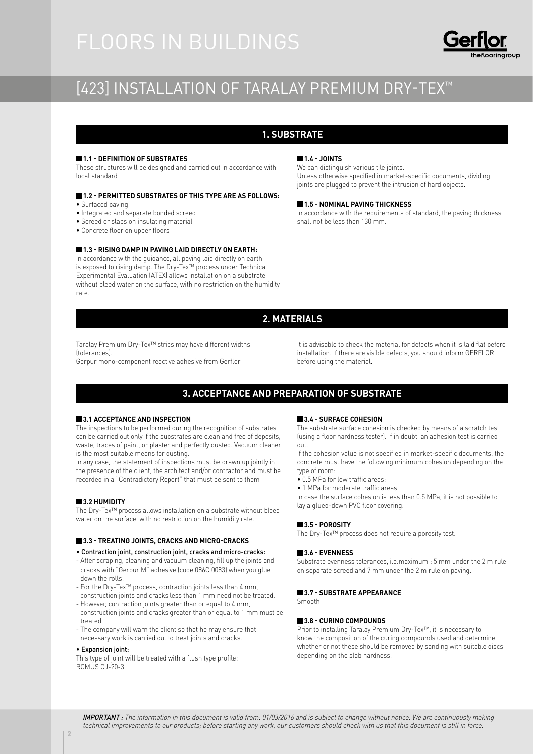# FLOORS IN BUILDINGS

## [423] INSTALLATION OF TARALAY PREMIUM DRY-TEX™

## 1. SUBSTRATE

### 1.1 - DEFINITION OF SUBSTRATES

These structures will be designed and carried out in accordance with local standard

### 1.2 - PERMITTED SUBSTRATES OF THIS TYPE ARE AS FOLLOWS:

- Surfaced paving
- Integrated and separate bonded screed
- Screed or slabs on insulating material
- Concrete floor on upper floors

### 1.3 - RISING DAMP IN PAVING LAID DIRECTLY ON EARTH:

In accordance with the guidance, all paving laid directly on earth is exposed to rising damp. The Dry-Tex™ process under Technical Experimental Evaluation (ATEX) allows installation on a substrate without bleed water on the surface, with no restriction on the humidity rate.

### 1.4 - JOINTS

We can distinguish various tile joints.
Unless otherwise specified in market-specific documents, dividing joints are plugged to prevent the intrusion of hard objects.

### 1.5 - NOMINAL PAVING THICKNESS

In accordance with the requirements of standard, the paving thickness shall not be less than 130 mm.

## 2. MATERIALS

Taralay Premium Dry-Tex™ strips may have different widths (tolerances).
Gerpur mono-component reactive adhesive from Gerflor

It is advisable to check the material for defects when it is laid flat before installation. If there are visible defects, you should inform GERFLOR before using the material.

## 3. ACCEPTANCE AND PREPARATION OF SUBSTRATE

### 3.1 ACCEPTANCE AND INSPECTION

The inspections to be performed during the recognition of substrates can be carried out only if the substrates are clean and free of deposits, waste, traces of paint, or plaster and perfectly dusted. Vacuum cleaner is the most suitable means for dusting.
In any case, the statement of inspections must be drawn up jointly in the presence of the client, the architect and/or contractor and must be recorded in a "Contradictory Report" that must be sent to them

### 3.2 HUMIDITY

The Dry-Tex™ process allows installation on a substrate without bleed water on the surface, with no restriction on the humidity rate.

### 3.3 - TREATING JOINTS, CRACKS AND MICRO-CRACKS

- **Contraction joint, construction joint, cracks and micro-cracks:**
  - After scraping, cleaning and vacuum cleaning, fill up the joints and cracks with "Gerpur M" adhesive (code 086C 0083) when you glue down the rolls.
  - For the Dry-Tex™ process, contraction joints less than 4 mm, construction joints and cracks less than 1 mm need not be treated.
  - However, contraction joints greater than or equal to 4 mm, construction joints and cracks greater than or equal to 1 mm must be treated.
  - The company will warn the client so that he may ensure that necessary work is carried out to treat joints and cracks.
- **Expansion joint:**

This type of joint will be treated with a flush type profile: ROMUS CJ-20-3.

### 3.4 - SURFACE COHESION

The substrate surface cohesion is checked by means of a scratch test (using a floor hardness tester). If in doubt, an adhesion test is carried out.
If the cohesion value is not specified in market-specific documents, the concrete must have the following minimum cohesion depending on the type of room:

- 0.5 MPa for low traffic areas;
- 1 MPa for moderate traffic areas

In case the surface cohesion is less than 0.5 MPa, it is not possible to lay a glued-down PVC floor covering.

### 3.5 - POROSITY

The Dry-Tex™ process does not require a porosity test.

### 3.6 - EVENNESS

Substrate evenness tolerances, i.e.maximum : 5 mm under the 2 m rule on separate screed and 7 mm under the 2 m rule on paving.

### 3.7 - SUBSTRATE APPEARANCE

Smooth

### 3.8 - CURING COMPOUNDS

Prior to installing Taralay Premium Dry-Tex™, it is necessary to know the composition of the curing compounds used and determine whether or not these should be removed by sanding with suitable discs depending on the slab hardness.

***IMPORTANT :*** *The information in this document is valid from: 01/03/2016 and is subject to change without notice. We are continuously making technical improvements to our products; before starting any work, our customers should check with us that this document is still in force.*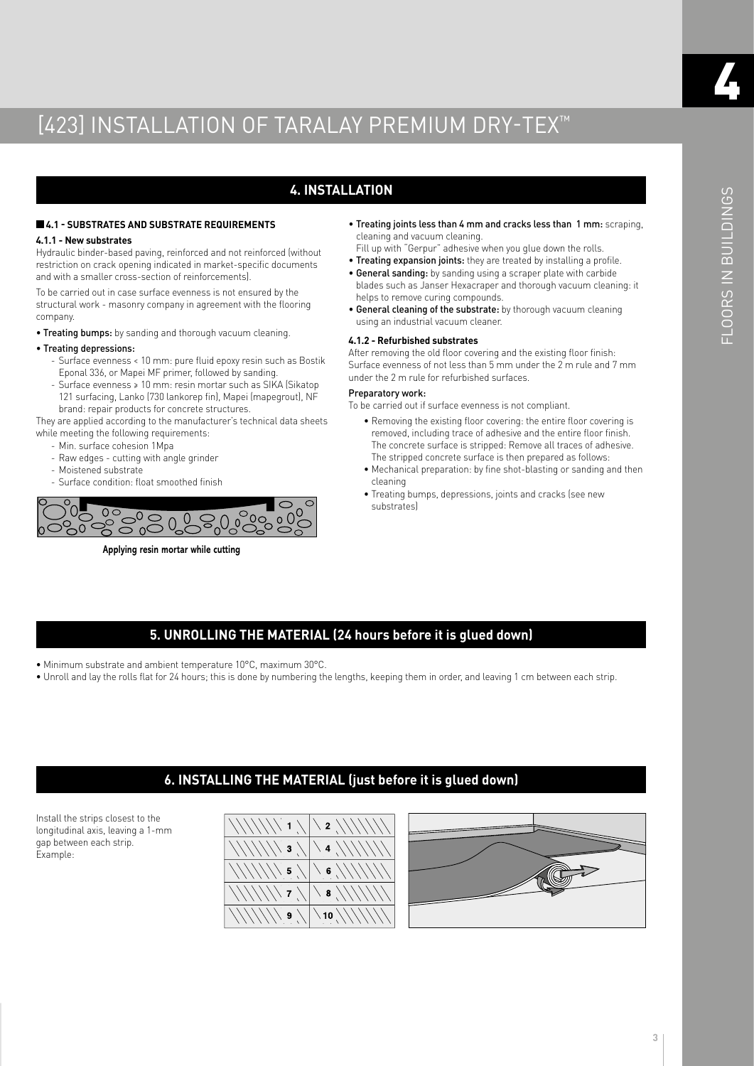# [423] INSTALLATION OF TARALAY PREMIUM DRY-TEX™

## 4. INSTALLATION

### 4.1 - SUBSTRATES AND SUBSTRATE REQUIREMENTS

**4.1.1 - New substrates**

Hydraulic binder-based paving, reinforced and not reinforced (without restriction on crack opening indicated in market-specific documents and with a smaller cross-section of reinforcements).

To be carried out in case surface evenness is not ensured by the structural work - masonry company in agreement with the flooring company.

- **Treating bumps:** by sanding and thorough vacuum cleaning.
- **Treating depressions:**
  - Surface evenness < 10 mm: pure fluid epoxy resin such as Bostik Eponal 336, or Mapei MF primer, followed by sanding.
  - Surface evenness ≥ 10 mm: resin mortar such as SIKA (Sikatop 121 surfacing, Lanko (730 lankorep fin), Mapei (mapegrout), NF brand: repair products for concrete structures.

They are applied according to the manufacturer's technical data sheets while meeting the following requirements:

- Min. surface cohesion 1Mpa
- Raw edges - cutting with angle grinder
- Moistened substrate
- Surface condition: float smoothed finish

Applying resin mortar while cutting

- **Treating joints less than 4 mm and cracks less than 1 mm:** scraping, cleaning and vacuum cleaning. Fill up with "Gerpur" adhesive when you glue down the rolls.
- **Treating expansion joints:** they are treated by installing a profile.
- **General sanding:** by sanding using a scraper plate with carbide blades such as Janser Hexacraper and thorough vacuum cleaning: it helps to remove curing compounds.
- **General cleaning of the substrate:** by thorough vacuum cleaning using an industrial vacuum cleaner.

**4.1.2 - Refurbished substrates**

After removing the old floor covering and the existing floor finish: Surface evenness of not less than 5 mm under the 2 m rule and 7 mm under the 2 m rule for refurbished surfaces.

**Preparatory work:**

To be carried out if surface evenness is not compliant.

- Removing the existing floor covering: the entire floor covering is removed, including trace of adhesive and the entire floor finish. The concrete surface is stripped: Remove all traces of adhesive. The stripped concrete surface is then prepared as follows:
- Mechanical preparation: by fine shot-blasting or sanding and then cleaning
- Treating bumps, depressions, joints and cracks (see new substrates)

## 5. UNROLLING THE MATERIAL (24 hours before it is glued down)

- Minimum substrate and ambient temperature 10°C, maximum 30°C.
- Unroll and lay the rolls flat for 24 hours; this is done by numbering the lengths, keeping them in order, and leaving 1 cm between each strip.

## 6. INSTALLING THE MATERIAL (just before it is glued down)

Install the strips closest to the longitudinal axis, leaving a 1-mm gap between each strip.
Example:

| 1 | 2 |
|---|---|
| 3 | 4 |
| 5 | 6 |
| 7 | 8 |
| 9 | 10 |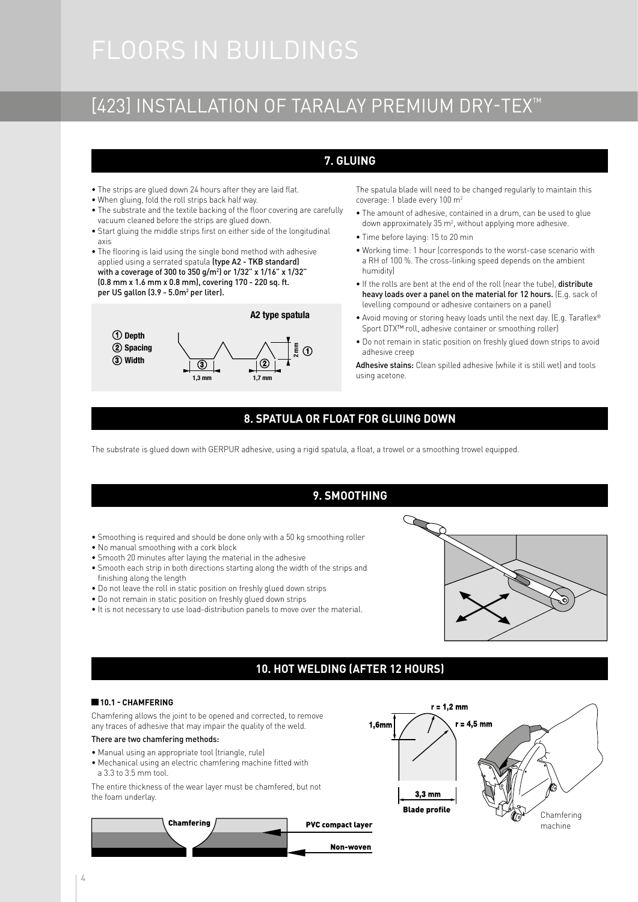# FLOORS IN BUILDINGS

## [423] INSTALLATION OF TARALAY PREMIUM DRY-TEX™

### 7. GLUING

- The strips are glued down 24 hours after they are laid flat.
- When gluing, fold the roll strips back half way.
- The substrate and the textile backing of the floor covering are carefully vacuum cleaned before the strips are glued down.
- Start gluing the middle strips first on either side of the longitudinal axis
- The flooring is laid using the single bond method with adhesive applied using a serrated spatula **(type A2 - TKB standard) with a coverage of 300 to 350 g/m²) or 1/32" x 1/16" x 1/32" (0.8 mm x 1.6 mm x 0.8 mm), covering 170 - 220 sq. ft. per US gallon (3.9 - 5.0m² per liter).**

**A2 type spatula**

① Depth
② Spacing
③ Width

2 mm ①
③ 1,3 mm
② 1,7 mm

The spatula blade will need to be changed regularly to maintain this coverage: 1 blade every 100 m²

- The amount of adhesive, contained in a drum, can be used to glue down approximately 35 m², without applying more adhesive.
- Time before laying: 15 to 20 min
- Working time: 1 hour (corresponds to the worst-case scenario with a RH of 100 %. The cross-linking speed depends on the ambient humidity)
- If the rolls are bent at the end of the roll (near the tube), **distribute heavy loads over a panel on the material for 12 hours.** (E.g. sack of levelling compound or adhesive containers on a panel)
- Avoid moving or storing heavy loads until the next day. (E.g. Taraflex® Sport DTX™ roll, adhesive container or smoothing roller)
- Do not remain in static position on freshly glued down strips to avoid adhesive creep

**Adhesive stains:** Clean spilled adhesive (while it is still wet) and tools using acetone.

### 8. SPATULA OR FLOAT FOR GLUING DOWN

The substrate is glued down with GERPUR adhesive, using a rigid spatula, a float, a trowel or a smoothing trowel equipped.

### 9. SMOOTHING

- Smoothing is required and should be done only with a 50 kg smoothing roller
- No manual smoothing with a cork block
- Smooth 20 minutes after laying the material in the adhesive
- Smooth each strip in both directions starting along the width of the strips and finishing along the length
- Do not leave the roll in static position on freshly glued down strips
- Do not remain in static position on freshly glued down strips
- It is not necessary to use load-distribution panels to move over the material.

### 10. HOT WELDING (AFTER 12 HOURS)

#### 10.1 - CHAMFERING

Chamfering allows the joint to be opened and corrected, to remove any traces of adhesive that may impair the quality of the weld.

**There are two chamfering methods:**

- Manual using an appropriate tool (triangle, rule)
- Mechanical using an electric chamfering machine fitted with a 3.3 to 3.5 mm tool.

The entire thickness of the wear layer must be chamfered, but not the foam underlay.

Chamfering — PVC compact layer — Non-woven

r = 1,2 mm — r = 4,5 mm — 1,6mm — 3,3 mm

Blade profile

Chamfering machine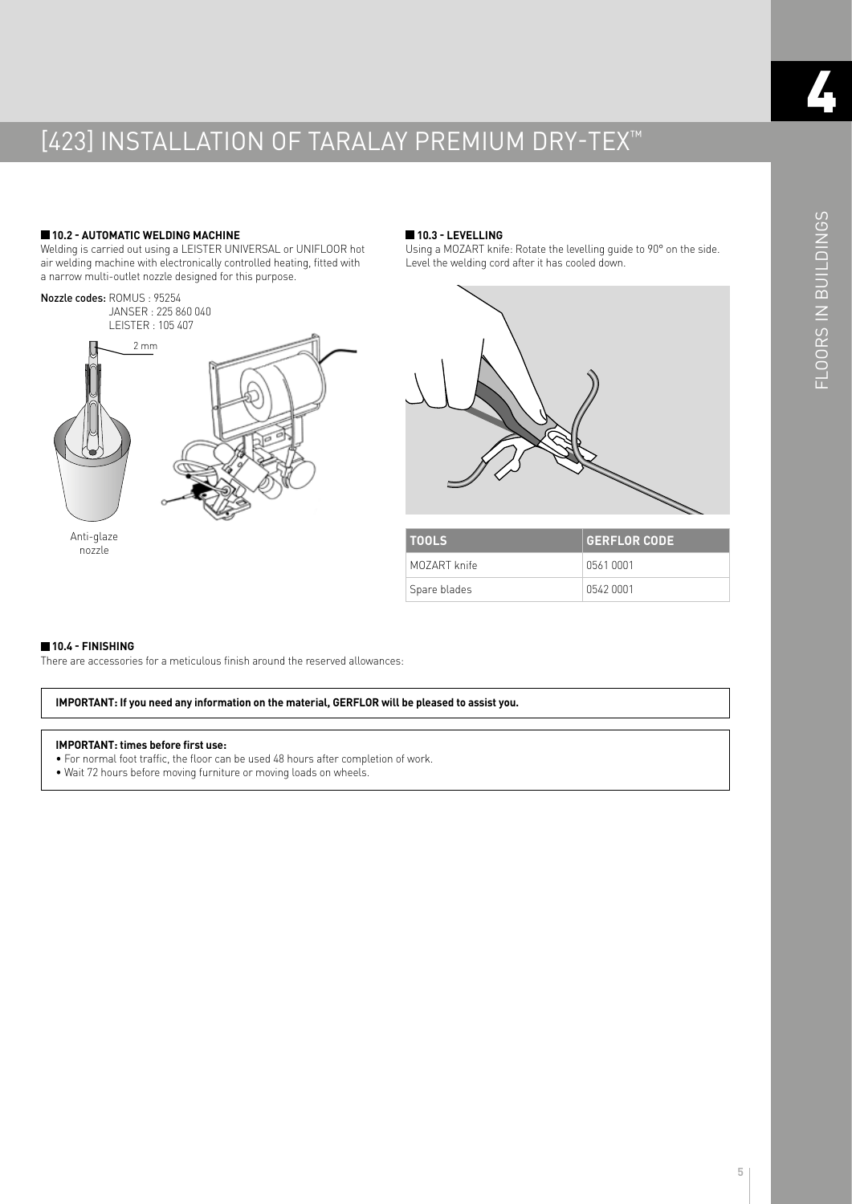# [423] INSTALLATION OF TARALAY PREMIUM DRY-TEX™

## 10.2 - AUTOMATIC WELDING MACHINE

Welding is carried out using a LEISTER UNIVERSAL or UNIFLOOR hot air welding machine with electronically controlled heating, fitted with a narrow multi-outlet nozzle designed for this purpose.

**Nozzle codes:** ROMUS : 95254
JANSER : 225 860 040
LEISTER : 105 407

2 mm

Anti-glaze nozzle

## 10.3 - LEVELLING

Using a MOZART knife: Rotate the levelling guide to 90° on the side. Level the welding cord after it has cooled down.

| TOOLS | GERFLOR CODE |
|---|---|
| MOZART knife | 0561 0001 |
| Spare blades | 0542 0001 |

## 10.4 - FINISHING

There are accessories for a meticulous finish around the reserved allowances:

**IMPORTANT: If you need any information on the material, GERFLOR will be pleased to assist you.**

**IMPORTANT: times before first use:**

- For normal foot traffic, the floor can be used 48 hours after completion of work.
- Wait 72 hours before moving furniture or moving loads on wheels.